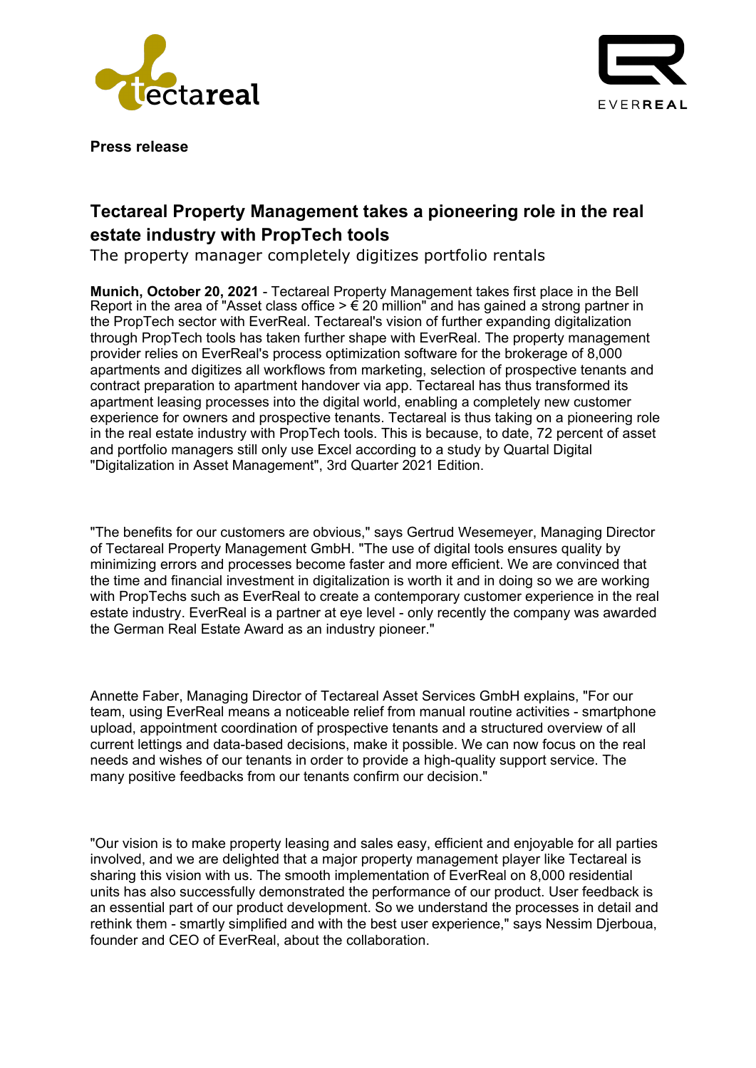**Press release**

## Tectareal Property Management takes a pioneering role in the real estate industry with PropTech tools

The property manager completely digitizes portfolio rentals

**Munich, October 20, 2021** - Tectareal Property Management takes first place in the Bell Report in the area of "Asset class office > € 20 million" and has gained a strong partner in the PropTech sector with EverReal. Tectareal's vision of further expanding digitalization through PropTech tools has taken further shape with EverReal. The property management provider relies on EverReal's process optimization software for the brokerage of 8,000 apartments and digitizes all workflows from marketing, selection of prospective tenants and contract preparation to apartment handover via app. Tectareal has thus transformed its apartment leasing processes into the digital world, enabling a completely new customer experience for owners and prospective tenants. Tectareal is thus taking on a pioneering role in the real estate industry with PropTech tools. This is because, to date, 72 percent of asset and portfolio managers still only use Excel according to a study by Quartal Digital "Digitalization in Asset Management", 3rd Quarter 2021 Edition.

"The benefits for our customers are obvious," says Gertrud Wesemeyer, Managing Director of Tectareal Property Management GmbH. "The use of digital tools ensures quality by minimizing errors and processes become faster and more efficient. We are convinced that the time and financial investment in digitalization is worth it and in doing so we are working with PropTechs such as EverReal to create a contemporary customer experience in the real estate industry. EverReal is a partner at eye level - only recently the company was awarded the German Real Estate Award as an industry pioneer."

Annette Faber, Managing Director of Tectareal Asset Services GmbH explains, "For our team, using EverReal means a noticeable relief from manual routine activities - smartphone upload, appointment coordination of prospective tenants and a structured overview of all current lettings and data-based decisions, make it possible. We can now focus on the real needs and wishes of our tenants in order to provide a high-quality support service. The many positive feedbacks from our tenants confirm our decision."

"Our vision is to make property leasing and sales easy, efficient and enjoyable for all parties involved, and we are delighted that a major property management player like Tectareal is sharing this vision with us. The smooth implementation of EverReal on 8,000 residential units has also successfully demonstrated the performance of our product. User feedback is an essential part of our product development. So we understand the processes in detail and rethink them - smartly simplified and with the best user experience," says Nessim Djerboua, founder and CEO of EverReal, about the collaboration.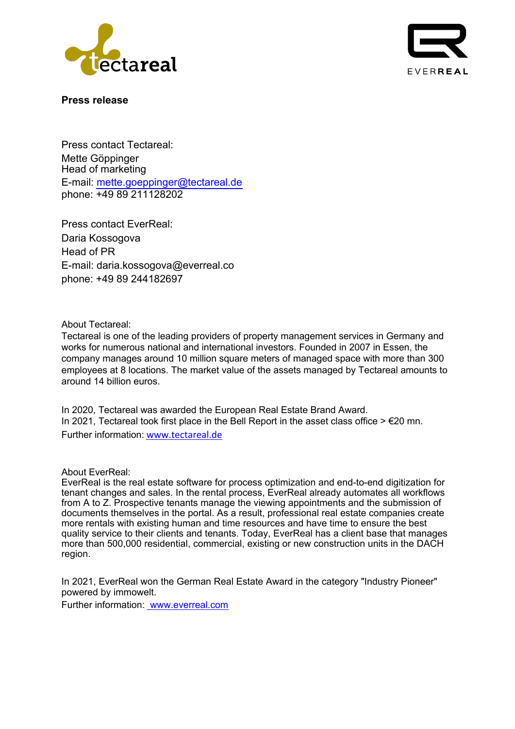**Press release**

Press contact Tectareal:
Mette Göppinger
Head of marketing
E-mail: mette.goeppinger@tectareal.de
phone: +49 89 211128202

Press contact EverReal:
Daria Kossogova
Head of PR
E-mail: daria.kossogova@everreal.co
phone: +49 89 244182697

About Tectareal:
Tectareal is one of the leading providers of property management services in Germany and works for numerous national and international investors. Founded in 2007 in Essen, the company manages around 10 million square meters of managed space with more than 300 employees at 8 locations. The market value of the assets managed by Tectareal amounts to around 14 billion euros.

In 2020, Tectareal was awarded the European Real Estate Brand Award.
In 2021, Tectareal took first place in the Bell Report in the asset class office > €20 mn.
Further information: www.tectareal.de

About EverReal:
EverReal is the real estate software for process optimization and end-to-end digitization for tenant changes and sales. In the rental process, EverReal already automates all workflows from A to Z. Prospective tenants manage the viewing appointments and the submission of documents themselves in the portal. As a result, professional real estate companies create more rentals with existing human and time resources and have time to ensure the best quality service to their clients and tenants. Today, EverReal has a client base that manages more than 500,000 residential, commercial, existing or new construction units in the DACH region.

In 2021, EverReal won the German Real Estate Award in the category "Industry Pioneer" powered by immowelt.
Further information: www.everreal.com